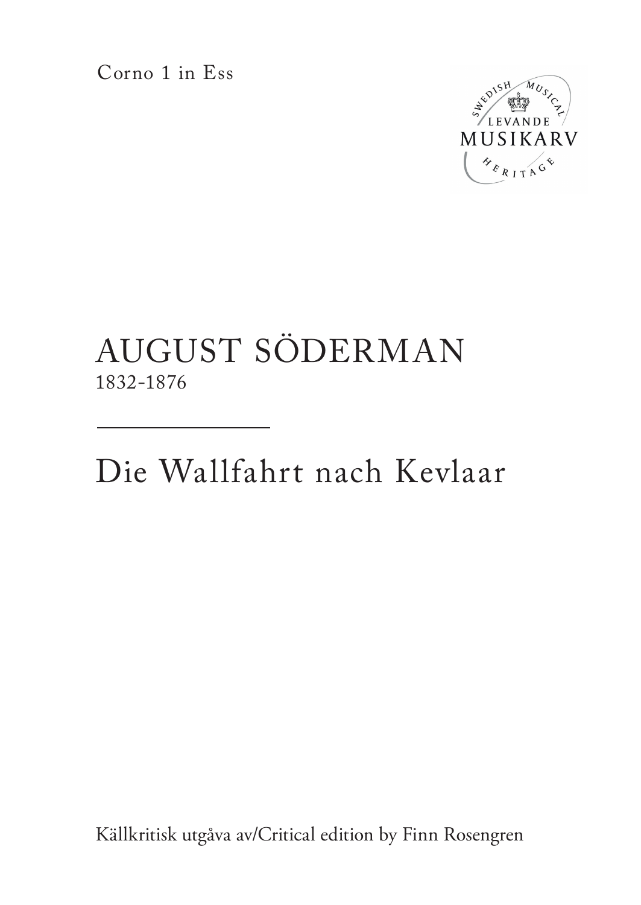Corno 1 in Ess

SWEDISH MUSICAL
LEVANDE
MUSIKARV
HERITAGE

# AUGUST SÖDERMAN

1832-1876

# Die Wallfahrt nach Kevlaar

Källkritisk utgåva av/Critical edition by Finn Rosengren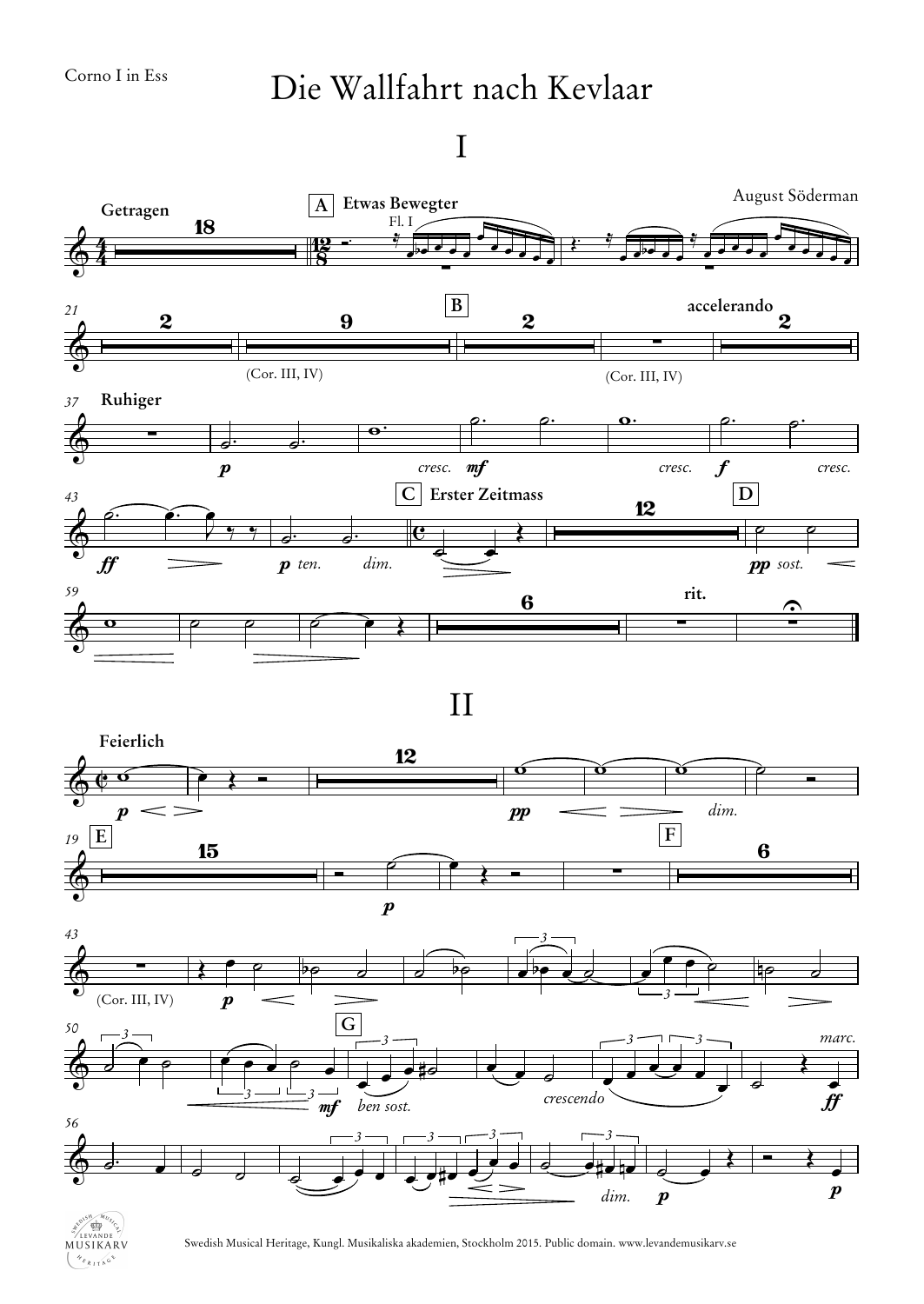Corno I in Ess

# Die Wallfahrt nach Kevlaar

## I

August Söderman

Getragen

A Etwas Bewegter

Fl. I

(Cor. III, IV)

B

accelerando

(Cor. III, IV)

Ruhiger

*p* *cresc.* *mf* *cresc.* *f* *cresc.*

*ff* *p* *ten.* *dim.*

C Erster Zeitmass

D

*pp* *sost.*

rit.

## II

Feierlich

*p* *pp* *dim.*

E

F

*p*

(Cor. III, IV)

*p*

G

*mf* *ben sost.* *crescendo* *marc.* *ff*

*dim.* *p* *p*

Swedish Musical Heritage, Kungl. Musikaliska akademien, Stockholm 2015. Public domain. www.levandemusikarv.se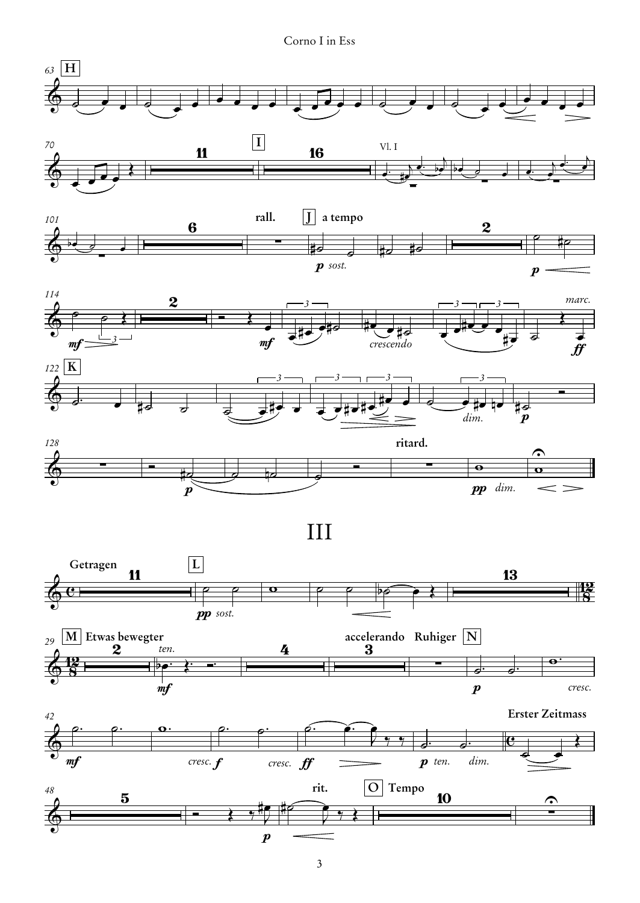H

I

Vl. I

rall.

J a tempo

*p sost.*

*p*

*mf*

*mf*

*crescendo*

*marc.*

*ff*

K

*dim.*

*p*

*p*

ritard.

*pp dim.*

# III

Getragen

L

*pp sost.*

M Etwas bewegter

*ten.*

*mf*

accelerando Ruhiger N

*p*

*cresc.*

*mf*

*cresc. f*

*cresc. ff*

*p ten. dim.*

Erster Zeitmass

rit. O Tempo

*p*